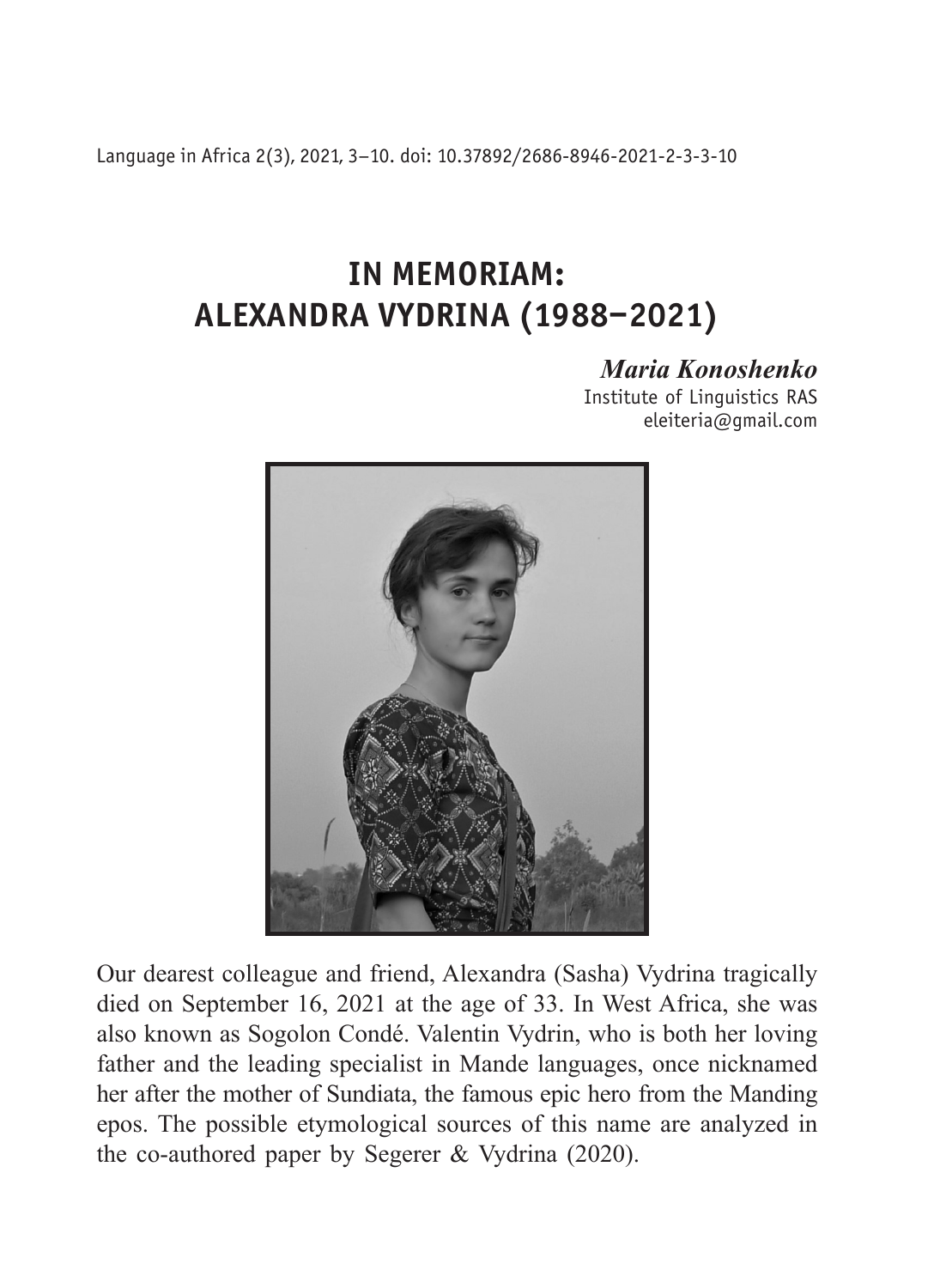# IN MEMORIAM: ALEXANDRA VYDRINA (1988–2021)

***Maria Konoshenko***
Institute of Linguistics RAS
eleiteria@gmail.com

Our dearest colleague and friend, Alexandra (Sasha) Vydrina tragically died on September 16, 2021 at the age of 33. In West Africa, she was also known as Sogolon Condé. Valentin Vydrin, who is both her loving father and the leading specialist in Mande languages, once nicknamed her after the mother of Sundiata, the famous epic hero from the Manding epos. The possible etymological sources of this name are analyzed in the co-authored paper by Segerer & Vydrina (2020).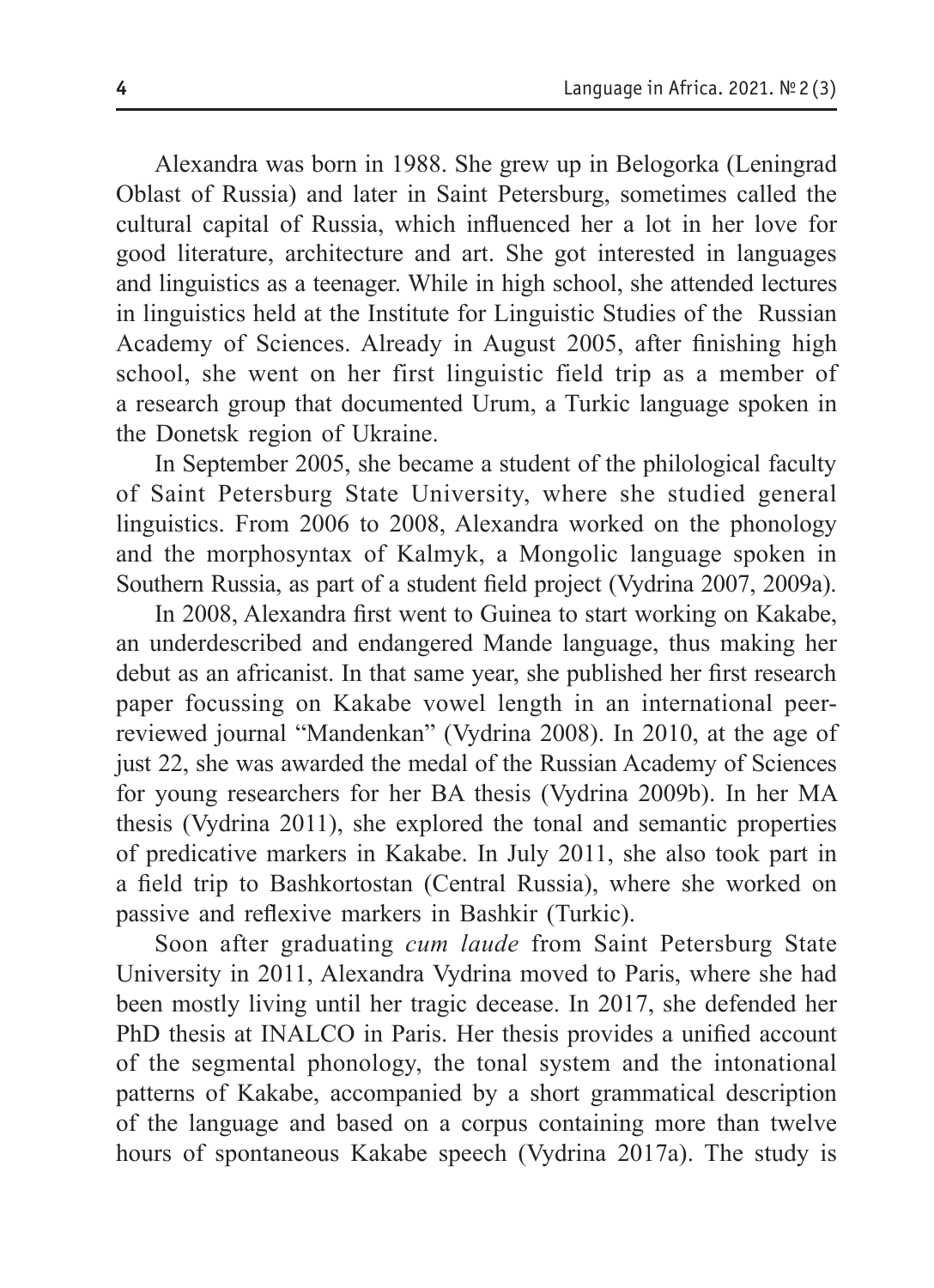Alexandra was born in 1988. She grew up in Belogorka (Leningrad Oblast of Russia) and later in Saint Petersburg, sometimes called the cultural capital of Russia, which influenced her a lot in her love for good literature, architecture and art. She got interested in languages and linguistics as a teenager. While in high school, she attended lectures in linguistics held at the Institute for Linguistic Studies of the Russian Academy of Sciences. Already in August 2005, after finishing high school, she went on her first linguistic field trip as a member of a research group that documented Urum, a Turkic language spoken in the Donetsk region of Ukraine.

In September 2005, she became a student of the philological faculty of Saint Petersburg State University, where she studied general linguistics. From 2006 to 2008, Alexandra worked on the phonology and the morphosyntax of Kalmyk, a Mongolic language spoken in Southern Russia, as part of a student field project (Vydrina 2007, 2009a).

In 2008, Alexandra first went to Guinea to start working on Kakabe, an underdescribed and endangered Mande language, thus making her debut as an africanist. In that same year, she published her first research paper focussing on Kakabe vowel length in an international peer-reviewed journal "Mandenkan" (Vydrina 2008). In 2010, at the age of just 22, she was awarded the medal of the Russian Academy of Sciences for young researchers for her BA thesis (Vydrina 2009b). In her MA thesis (Vydrina 2011), she explored the tonal and semantic properties of predicative markers in Kakabe. In July 2011, she also took part in a field trip to Bashkortostan (Central Russia), where she worked on passive and reflexive markers in Bashkir (Turkic).

Soon after graduating *cum laude* from Saint Petersburg State University in 2011, Alexandra Vydrina moved to Paris, where she had been mostly living until her tragic decease. In 2017, she defended her PhD thesis at INALCO in Paris. Her thesis provides a unified account of the segmental phonology, the tonal system and the intonational patterns of Kakabe, accompanied by a short grammatical description of the language and based on a corpus containing more than twelve hours of spontaneous Kakabe speech (Vydrina 2017a). The study is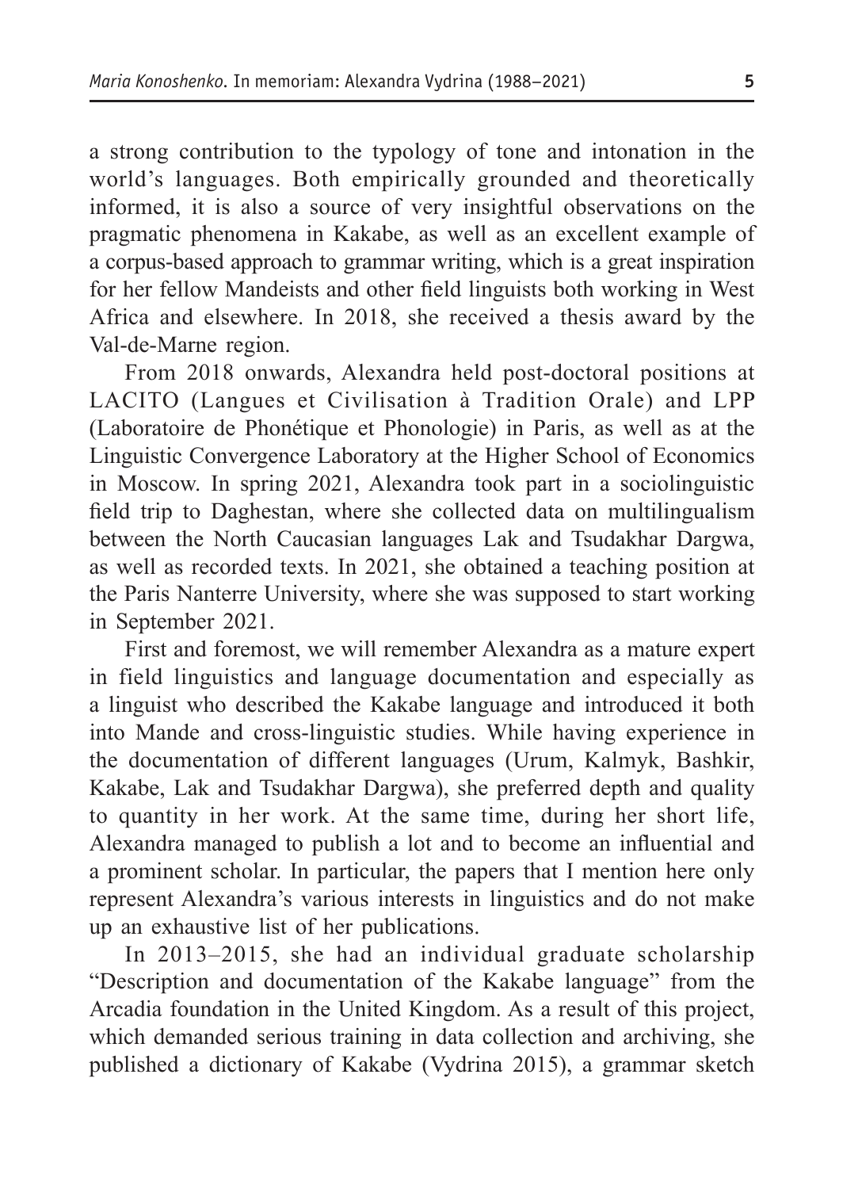a strong contribution to the typology of tone and intonation in the world's languages. Both empirically grounded and theoretically informed, it is also a source of very insightful observations on the pragmatic phenomena in Kakabe, as well as an excellent example of a corpus-based approach to grammar writing, which is a great inspiration for her fellow Mandeists and other field linguists both working in West Africa and elsewhere. In 2018, she received a thesis award by the Val-de-Marne region.

From 2018 onwards, Alexandra held post-doctoral positions at LACITO (Langues et Civilisation à Tradition Orale) and LPP (Laboratoire de Phonétique et Phonologie) in Paris, as well as at the Linguistic Convergence Laboratory at the Higher School of Economics in Moscow. In spring 2021, Alexandra took part in a sociolinguistic field trip to Daghestan, where she collected data on multilingualism between the North Caucasian languages Lak and Tsudakhar Dargwa, as well as recorded texts. In 2021, she obtained a teaching position at the Paris Nanterre University, where she was supposed to start working in September 2021.

First and foremost, we will remember Alexandra as a mature expert in field linguistics and language documentation and especially as a linguist who described the Kakabe language and introduced it both into Mande and cross-linguistic studies. While having experience in the documentation of different languages (Urum, Kalmyk, Bashkir, Kakabe, Lak and Tsudakhar Dargwa), she preferred depth and quality to quantity in her work. At the same time, during her short life, Alexandra managed to publish a lot and to become an influential and a prominent scholar. In particular, the papers that I mention here only represent Alexandra's various interests in linguistics and do not make up an exhaustive list of her publications.

In 2013–2015, she had an individual graduate scholarship "Description and documentation of the Kakabe language" from the Arcadia foundation in the United Kingdom. As a result of this project, which demanded serious training in data collection and archiving, she published a dictionary of Kakabe (Vydrina 2015), a grammar sketch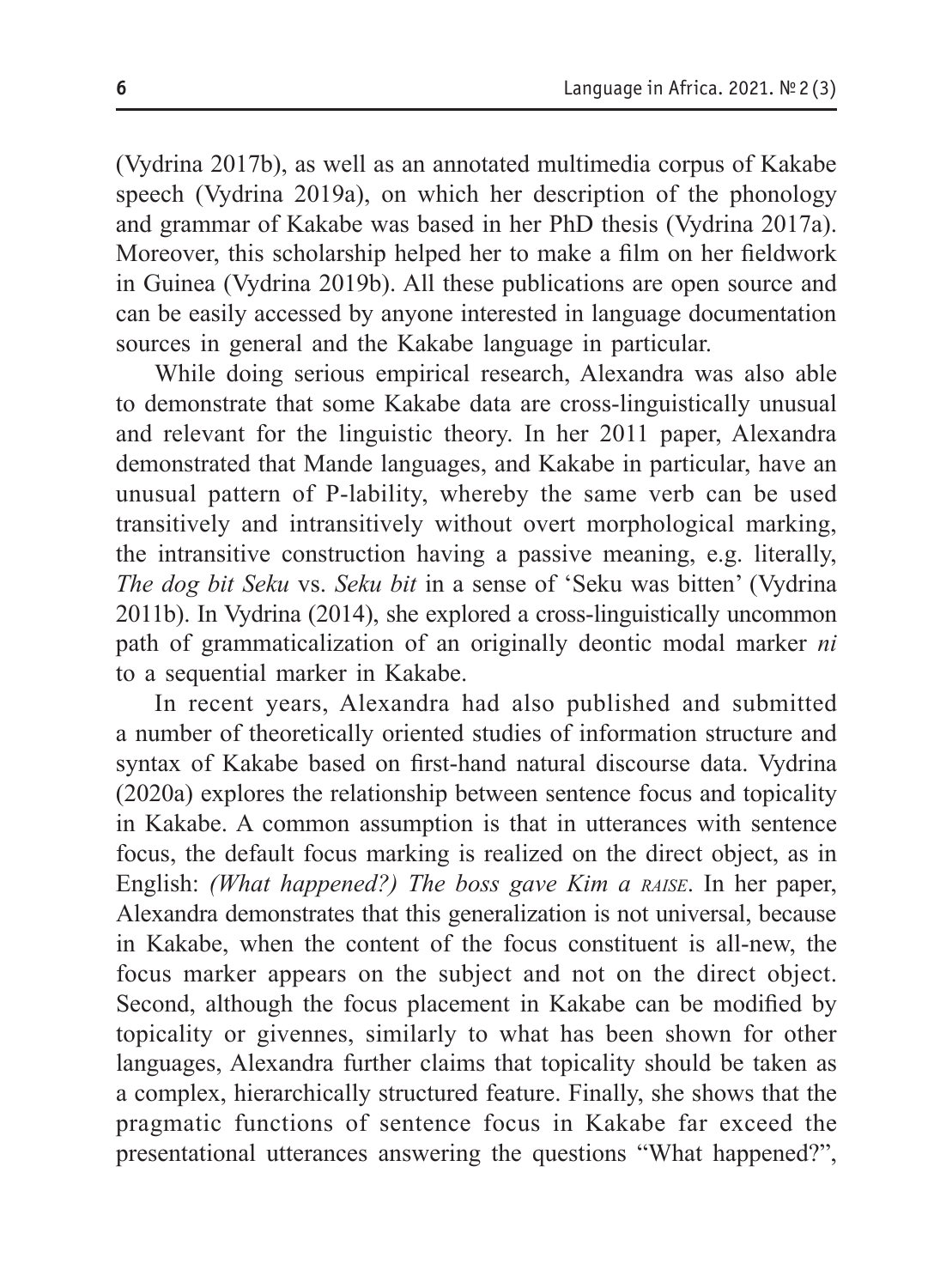(Vydrina 2017b), as well as an annotated multimedia corpus of Kakabe speech (Vydrina 2019a), on which her description of the phonology and grammar of Kakabe was based in her PhD thesis (Vydrina 2017a). Moreover, this scholarship helped her to make a film on her fieldwork in Guinea (Vydrina 2019b). All these publications are open source and can be easily accessed by anyone interested in language documentation sources in general and the Kakabe language in particular.

While doing serious empirical research, Alexandra was also able to demonstrate that some Kakabe data are cross-linguistically unusual and relevant for the linguistic theory. In her 2011 paper, Alexandra demonstrated that Mande languages, and Kakabe in particular, have an unusual pattern of P-lability, whereby the same verb can be used transitively and intransitively without overt morphological marking, the intransitive construction having a passive meaning, e.g. literally, *The dog bit Seku* vs. *Seku bit* in a sense of 'Seku was bitten' (Vydrina 2011b). In Vydrina (2014), she explored a cross-linguistically uncommon path of grammaticalization of an originally deontic modal marker *ni* to a sequential marker in Kakabe.

In recent years, Alexandra had also published and submitted a number of theoretically oriented studies of information structure and syntax of Kakabe based on first-hand natural discourse data. Vydrina (2020a) explores the relationship between sentence focus and topicality in Kakabe. A common assumption is that in utterances with sentence focus, the default focus marking is realized on the direct object, as in English: *(What happened?) The boss gave Kim a RAISE*. In her paper, Alexandra demonstrates that this generalization is not universal, because in Kakabe, when the content of the focus constituent is all-new, the focus marker appears on the subject and not on the direct object. Second, although the focus placement in Kakabe can be modified by topicality or givennes, similarly to what has been shown for other languages, Alexandra further claims that topicality should be taken as a complex, hierarchically structured feature. Finally, she shows that the pragmatic functions of sentence focus in Kakabe far exceed the presentational utterances answering the questions "What happened?",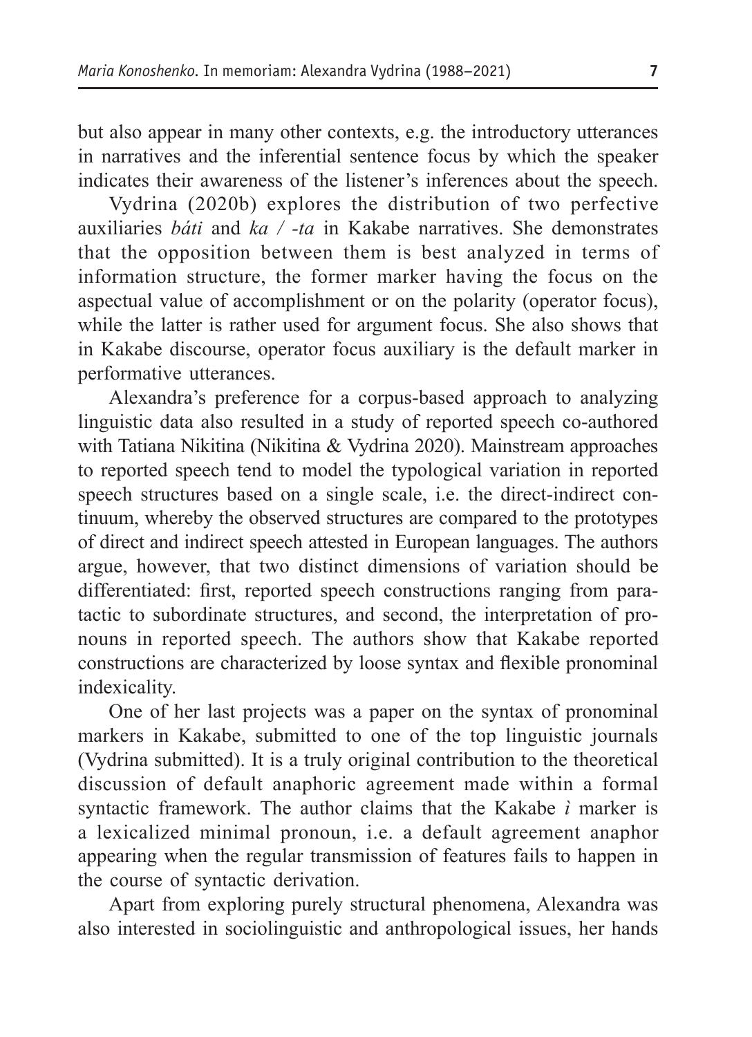but also appear in many other contexts, e.g. the introductory utterances in narratives and the inferential sentence focus by which the speaker indicates their awareness of the listener's inferences about the speech.

Vydrina (2020b) explores the distribution of two perfective auxiliaries *báti* and *ka / -ta* in Kakabe narratives. She demonstrates that the opposition between them is best analyzed in terms of information structure, the former marker having the focus on the aspectual value of accomplishment or on the polarity (operator focus), while the latter is rather used for argument focus. She also shows that in Kakabe discourse, operator focus auxiliary is the default marker in performative utterances.

Alexandra's preference for a corpus-based approach to analyzing linguistic data also resulted in a study of reported speech co-authored with Tatiana Nikitina (Nikitina & Vydrina 2020). Mainstream approaches to reported speech tend to model the typological variation in reported speech structures based on a single scale, i.e. the direct-indirect continuum, whereby the observed structures are compared to the prototypes of direct and indirect speech attested in European languages. The authors argue, however, that two distinct dimensions of variation should be differentiated: first, reported speech constructions ranging from paratactic to subordinate structures, and second, the interpretation of pronouns in reported speech. The authors show that Kakabe reported constructions are characterized by loose syntax and flexible pronominal indexicality.

One of her last projects was a paper on the syntax of pronominal markers in Kakabe, submitted to one of the top linguistic journals (Vydrina submitted). It is a truly original contribution to the theoretical discussion of default anaphoric agreement made within a formal syntactic framework. The author claims that the Kakabe *ì* marker is a lexicalized minimal pronoun, i.e. a default agreement anaphor appearing when the regular transmission of features fails to happen in the course of syntactic derivation.

Apart from exploring purely structural phenomena, Alexandra was also interested in sociolinguistic and anthropological issues, her hands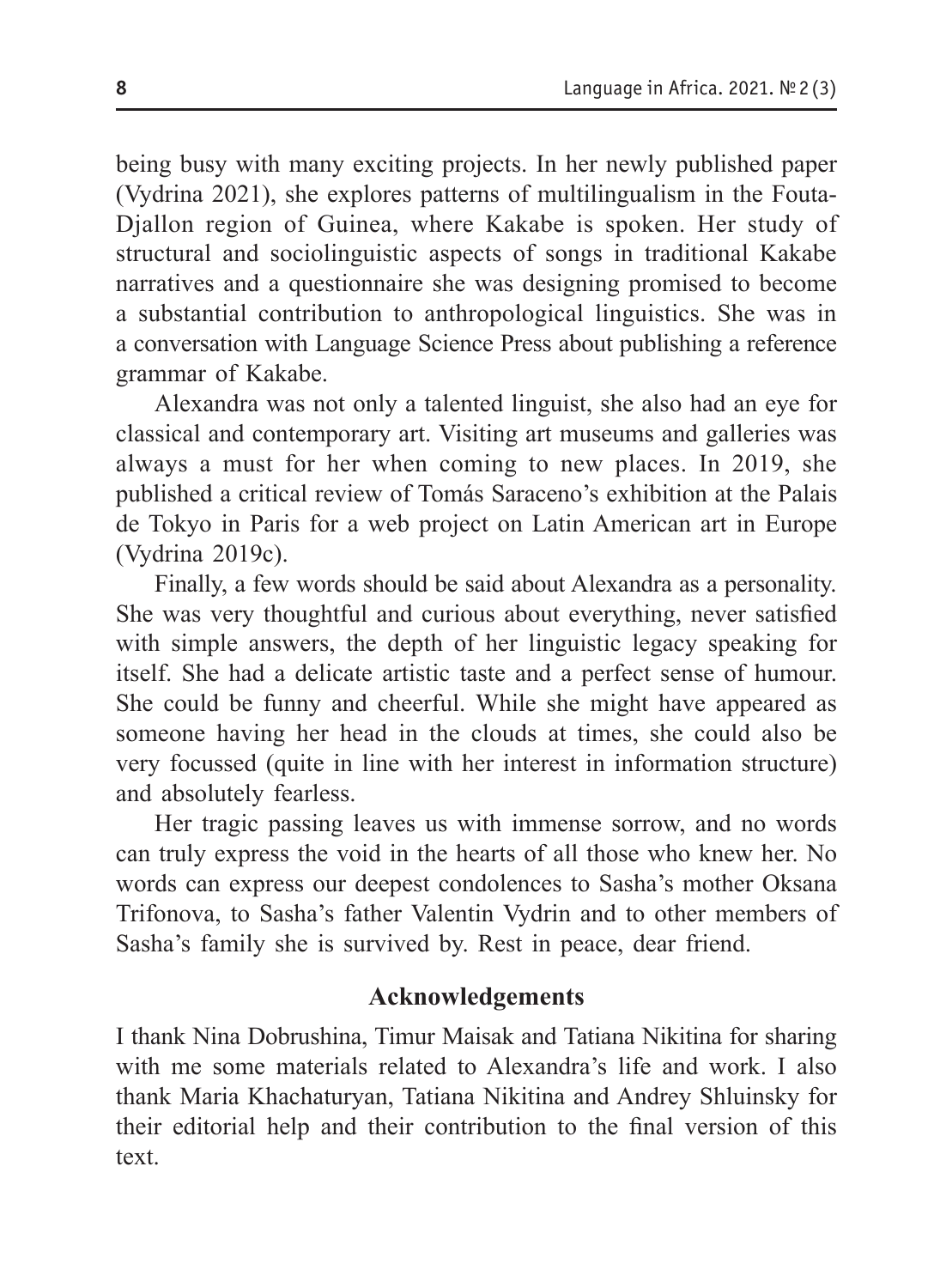being busy with many exciting projects. In her newly published paper (Vydrina 2021), she explores patterns of multilingualism in the Fouta-Djallon region of Guinea, where Kakabe is spoken. Her study of structural and sociolinguistic aspects of songs in traditional Kakabe narratives and a questionnaire she was designing promised to become a substantial contribution to anthropological linguistics. She was in a conversation with Language Science Press about publishing a reference grammar of Kakabe.

Alexandra was not only a talented linguist, she also had an eye for classical and contemporary art. Visiting art museums and galleries was always a must for her when coming to new places. In 2019, she published a critical review of Tomás Saraceno's exhibition at the Palais de Tokyo in Paris for a web project on Latin American art in Europe (Vydrina 2019c).

Finally, a few words should be said about Alexandra as a personality. She was very thoughtful and curious about everything, never satisfied with simple answers, the depth of her linguistic legacy speaking for itself. She had a delicate artistic taste and a perfect sense of humour. She could be funny and cheerful. While she might have appeared as someone having her head in the clouds at times, she could also be very focussed (quite in line with her interest in information structure) and absolutely fearless.

Her tragic passing leaves us with immense sorrow, and no words can truly express the void in the hearts of all those who knew her. No words can express our deepest condolences to Sasha's mother Oksana Trifonova, to Sasha's father Valentin Vydrin and to other members of Sasha's family she is survived by. Rest in peace, dear friend.

## Acknowledgements

I thank Nina Dobrushina, Timur Maisak and Tatiana Nikitina for sharing with me some materials related to Alexandra's life and work. I also thank Maria Khachaturyan, Tatiana Nikitina and Andrey Shluinsky for their editorial help and their contribution to the final version of this text.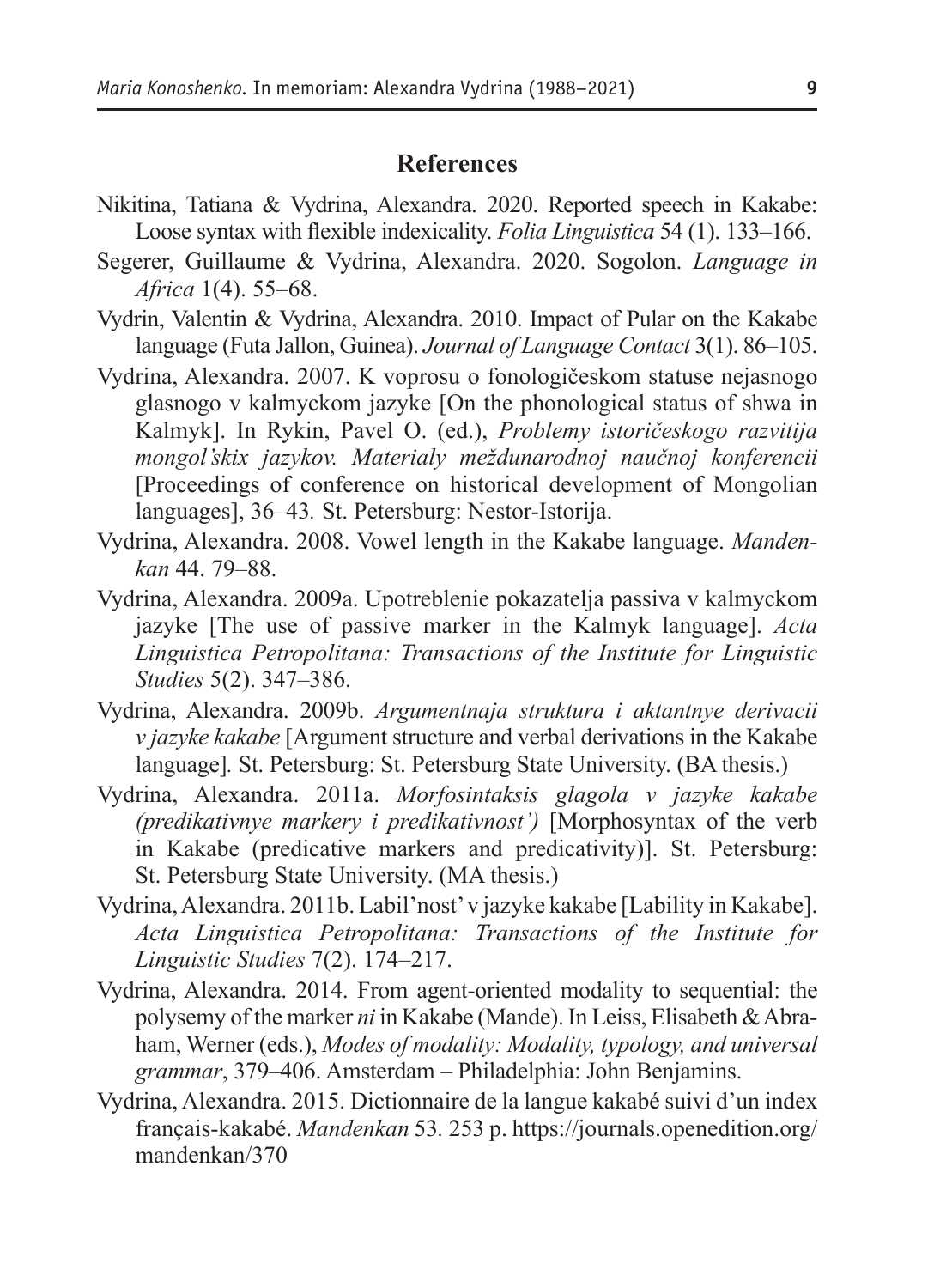## References

Nikitina, Tatiana & Vydrina, Alexandra. 2020. Reported speech in Kakabe: Loose syntax with flexible indexicality. *Folia Linguistica* 54 (1). 133–166.

Segerer, Guillaume & Vydrina, Alexandra. 2020. Sogolon. *Language in Africa* 1(4). 55–68.

Vydrin, Valentin & Vydrina, Alexandra. 2010. Impact of Pular on the Kakabe language (Futa Jallon, Guinea). *Journal of Language Contact* 3(1). 86–105.

Vydrina, Alexandra. 2007. K voprosu o fonologičeskom statuse nejasnogo glasnogo v kalmyckom jazyke [On the phonological status of shwa in Kalmyk]. In Rykin, Pavel O. (ed.), *Problemy istoričeskogo razvitija mongol'skix jazykov. Materialy meždunarodnoj naučnoj konferencii* [Proceedings of conference on historical development of Mongolian languages], 36–43. St. Petersburg: Nestor-Istorija.

Vydrina, Alexandra. 2008. Vowel length in the Kakabe language. *Mandenkan* 44. 79–88.

Vydrina, Alexandra. 2009a. Upotreblenie pokazatelja passiva v kalmyckom jazyke [The use of passive marker in the Kalmyk language]. *Acta Linguistica Petropolitana: Transactions of the Institute for Linguistic Studies* 5(2). 347–386.

Vydrina, Alexandra. 2009b. *Argumentnaja struktura i aktantnye derivacii v jazyke kakabe* [Argument structure and verbal derivations in the Kakabe language]. St. Petersburg: St. Petersburg State University. (BA thesis.)

Vydrina, Alexandra. 2011a. *Morfosintaksis glagola v jazyke kakabe (predikativnye markery i predikativnost')* [Morphosyntax of the verb in Kakabe (predicative markers and predicativity)]. St. Petersburg: St. Petersburg State University. (MA thesis.)

Vydrina, Alexandra. 2011b. Labil'nost' v jazyke kakabe [Lability in Kakabe]. *Acta Linguistica Petropolitana: Transactions of the Institute for Linguistic Studies* 7(2). 174–217.

Vydrina, Alexandra. 2014. From agent-oriented modality to sequential: the polysemy of the marker *ni* in Kakabe (Mande). In Leiss, Elisabeth & Abraham, Werner (eds.), *Modes of modality: Modality, typology, and universal grammar*, 379–406. Amsterdam – Philadelphia: John Benjamins.

Vydrina, Alexandra. 2015. Dictionnaire de la langue kakabé suivi d'un index français-kakabé. *Mandenkan* 53. 253 p. https://journals.openedition.org/mandenkan/370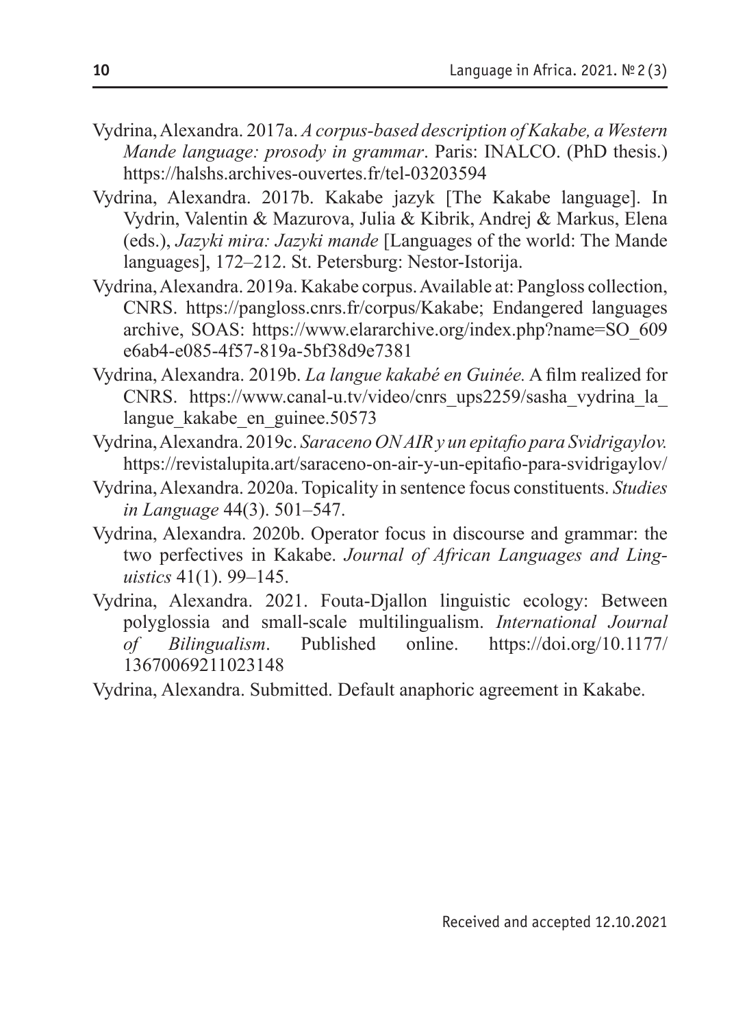Vydrina, Alexandra. 2017a. *A corpus-based description of Kakabe, a Western Mande language: prosody in grammar*. Paris: INALCO. (PhD thesis.) https://halshs.archives-ouvertes.fr/tel-03203594

Vydrina, Alexandra. 2017b. Kakabe jazyk [The Kakabe language]. In Vydrin, Valentin & Mazurova, Julia & Kibrik, Andrej & Markus, Elena (eds.), *Jazyki mira: Jazyki mande* [Languages of the world: The Mande languages], 172–212. St. Petersburg: Nestor-Istorija.

Vydrina, Alexandra. 2019a. Kakabe corpus. Available at: Pangloss collection, CNRS. https://pangloss.cnrs.fr/corpus/Kakabe; Endangered languages archive, SOAS: https://www.elararchive.org/index.php?name=SO_609e6ab4-e085-4f57-819a-5bf38d9e7381

Vydrina, Alexandra. 2019b. *La langue kakabé en Guinée.* A film realized for CNRS. https://www.canal-u.tv/video/cnrs_ups2259/sasha_vydrina_la_langue_kakabe_en_guinee.50573

Vydrina, Alexandra. 2019c. *Saraceno ON AIR y un epitafio para Svidrigaylov.* https://revistalupita.art/saraceno-on-air-y-un-epitafio-para-svidrigaylov/

Vydrina, Alexandra. 2020a. Topicality in sentence focus constituents. *Studies in Language* 44(3). 501–547.

Vydrina, Alexandra. 2020b. Operator focus in discourse and grammar: the two perfectives in Kakabe. *Journal of African Languages and Linguistics* 41(1). 99–145.

Vydrina, Alexandra. 2021. Fouta-Djallon linguistic ecology: Between polyglossia and small-scale multilingualism. *International Journal of Bilingualism*. Published online. https://doi.org/10.1177/13670069211023148

Vydrina, Alexandra. Submitted. Default anaphoric agreement in Kakabe.

Received and accepted 12.10.2021